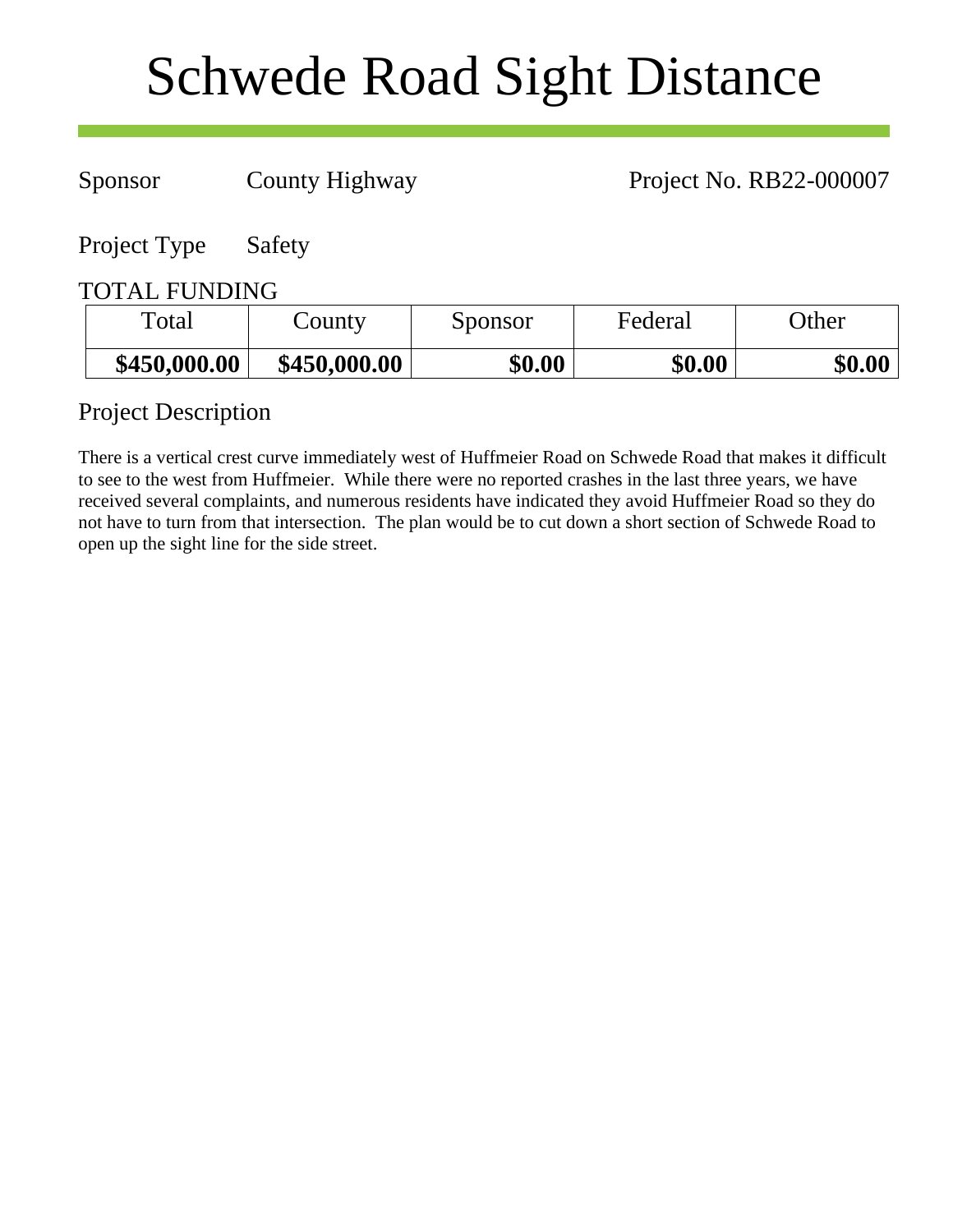# Schwede Road Sight Distance

Sponsor County Highway Project No. RB22-000007

Project Type Safety

## TOTAL FUNDING

| Total | County | Sponsor | Federal | Other |
| --- | --- | --- | --- | --- |
| **$450,000.00** | **$450,000.00** | **$0.00** | **$0.00** | **$0.00** |

## Project Description

There is a vertical crest curve immediately west of Huffmeier Road on Schwede Road that makes it difficult to see to the west from Huffmeier. While there were no reported crashes in the last three years, we have received several complaints, and numerous residents have indicated they avoid Huffmeier Road so they do not have to turn from that intersection. The plan would be to cut down a short section of Schwede Road to open up the sight line for the side street.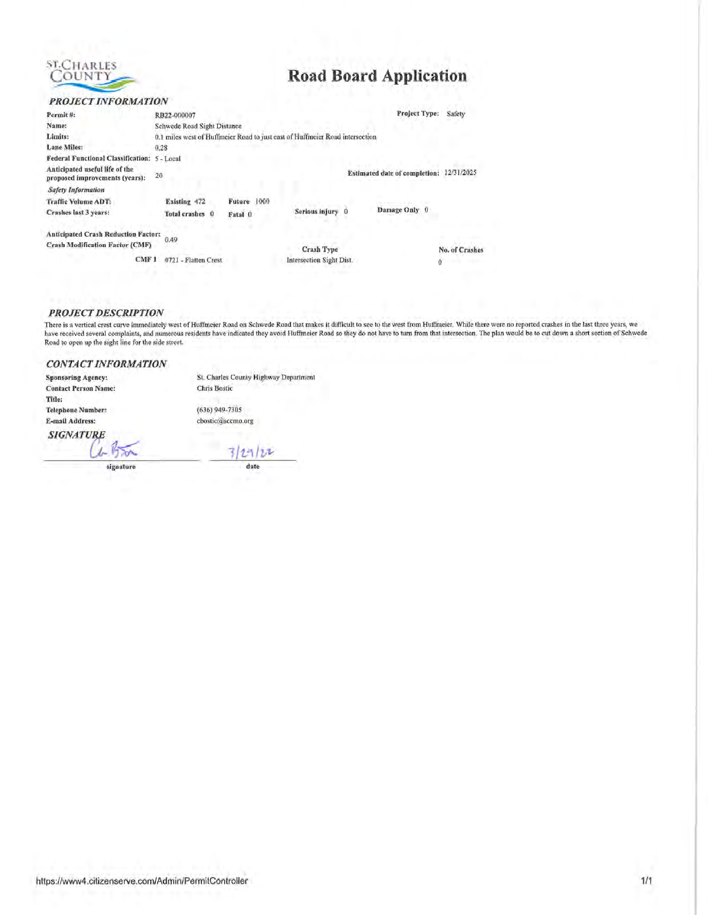ST. CHARLES COUNTY

# Road Board Application

## *PROJECT INFORMATION*

**Permit #:** RB22-000007

**Project Type:** Safety

**Name:** Schwede Road Sight Distance

**Limits:** 0.1 miles west of Huffmeier Road to just east of Huffmeier Road intersection

**Lane Miles:** 0.28

**Federal Functional Classification:** 5 - Local

**Anticipated useful life of the proposed improvements (years):** 20

**Estimated date of completion:** 12/31/2025

*Safety Information*

**Traffic Volume ADT:** Existing 472 Future 1000

**Crashes last 3 years:** Total crashes 0 Fatal 0 Serious injury 0 Damage Only 0

**Anticipated Crash Reduction Factor: Crash Modification Factor (CMF)** 0.49

| | | Crash Type | No. of Crashes |
|---|---|---|---|
| CMF 1 | #721 - Flatten Crest | Intersection Sight Dist. | 0 |

## *PROJECT DESCRIPTION*

There is a vertical crest curve immediately west of Huffmeier Road on Schwede Road that makes it difficult to see to the west from Huffmeier. While there were no reported crashes in the last three years, we have received several complaints, and numerous residents have indicated they avoid Huffmeier Road so they do not have to turn from that intersection. The plan would be to cut down a short section of Schwede Road to open up the sight line for the side street.

## *CONTACT INFORMATION*

**Sponsoring Agency:** St. Charles County Highway Department

**Contact Person Name:** Chris Bostic

**Title:**

**Telephone Number:** (636) 949-7305

**E-mail Address:** cbostic@sccmo.org

## *SIGNATURE*

[signature] 3/29/22

signature date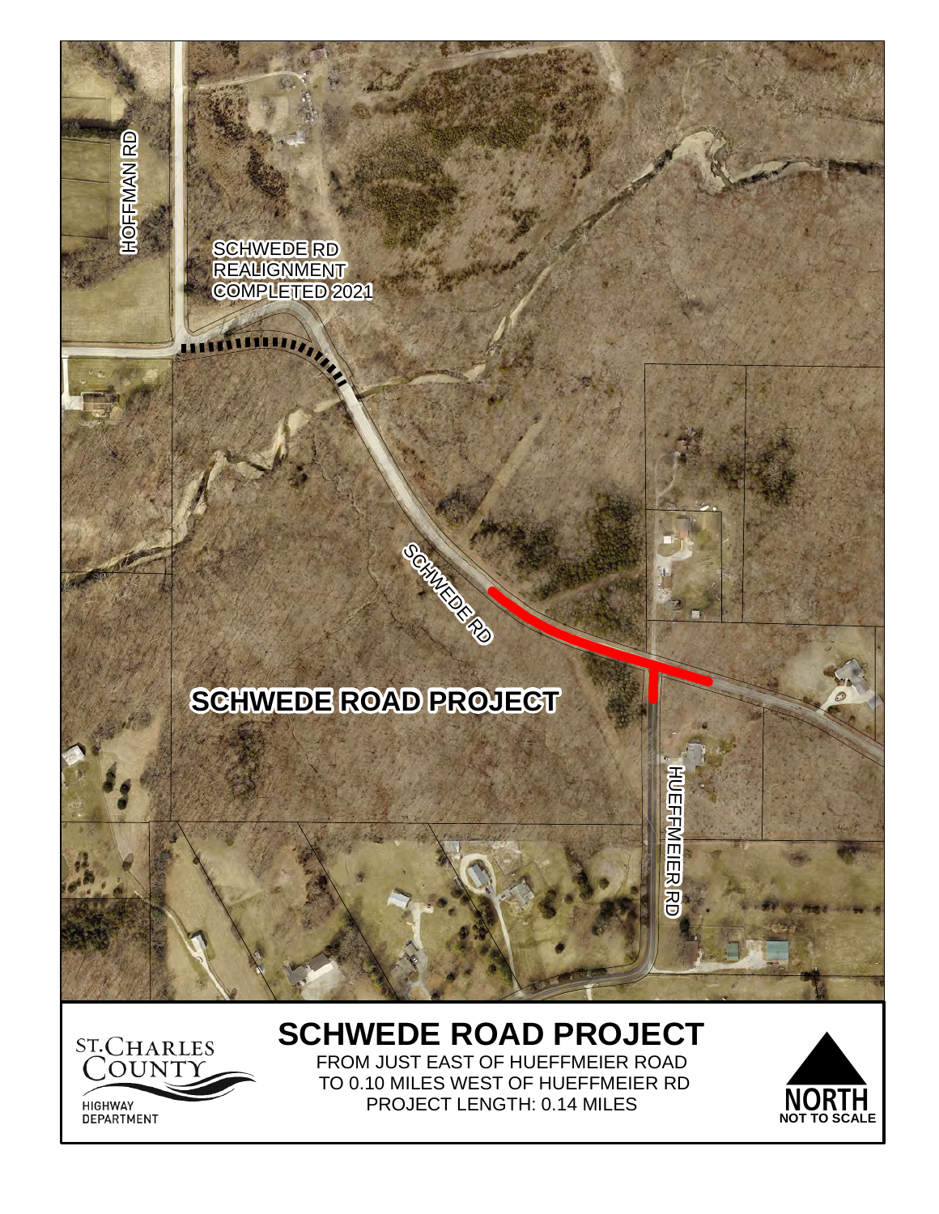HOFFMAN RD

SCHWEDE RD REALIGNMENT COMPLETED 2021

SCHWEDE RD

SCHWEDE ROAD PROJECT

HUEFFMEIER RD

ST. CHARLES COUNTY
HIGHWAY DEPARTMENT

# SCHWEDE ROAD PROJECT

FROM JUST EAST OF HUEFFMEIER ROAD
TO 0.10 MILES WEST OF HUEFFMEIER RD
PROJECT LENGTH: 0.14 MILES

NORTH
NOT TO SCALE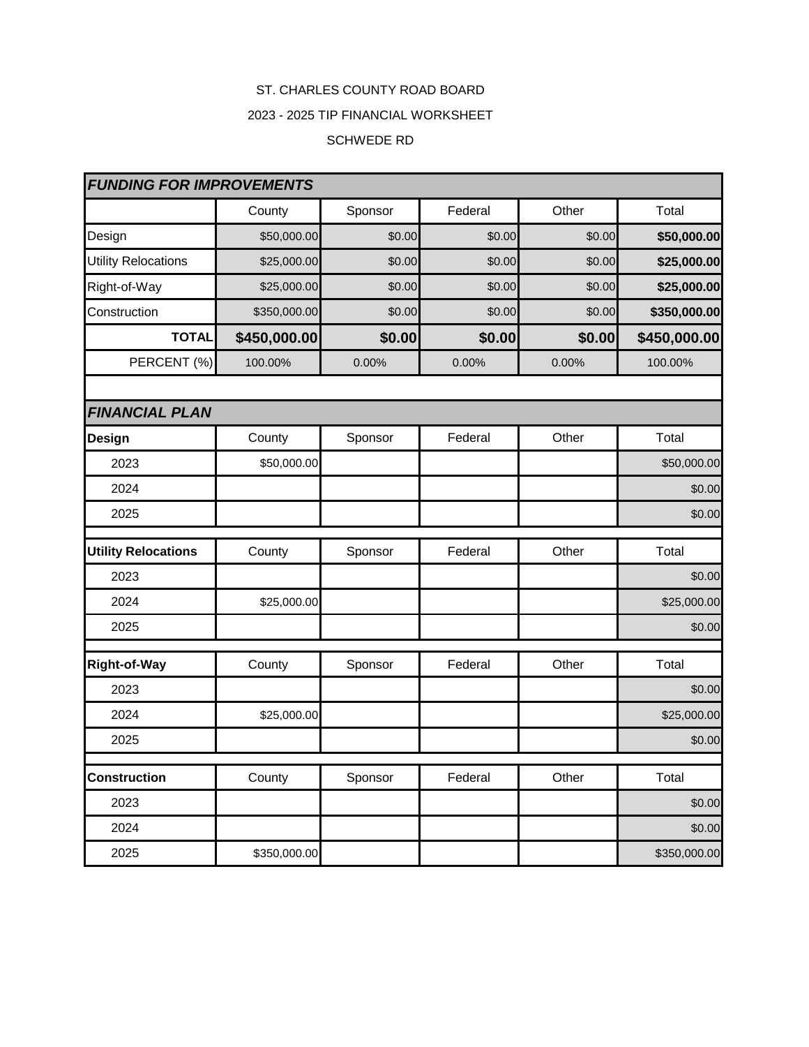ST. CHARLES COUNTY ROAD BOARD

2023 - 2025 TIP FINANCIAL WORKSHEET

SCHWEDE RD

| ***FUNDING FOR IMPROVEMENTS*** | | | | | |
|---|---|---|---|---|---|
| | County | Sponsor | Federal | Other | Total |
| Design | $50,000.00 | $0.00 | $0.00 | $0.00 | **$50,000.00** |
| Utility Relocations | $25,000.00 | $0.00 | $0.00 | $0.00 | **$25,000.00** |
| Right-of-Way | $25,000.00 | $0.00 | $0.00 | $0.00 | **$25,000.00** |
| Construction | $350,000.00 | $0.00 | $0.00 | $0.00 | **$350,000.00** |
| **TOTAL** | **$450,000.00** | **$0.00** | **$0.00** | **$0.00** | **$450,000.00** |
| PERCENT (%) | 100.00% | 0.00% | 0.00% | 0.00% | 100.00% |

| ***FINANCIAL PLAN*** | | | | | |
|---|---|---|---|---|---|
| **Design** | County | Sponsor | Federal | Other | Total |
| 2023 | $50,000.00 | | | | $50,000.00 |
| 2024 | | | | | $0.00 |
| 2025 | | | | | $0.00 |
| **Utility Relocations** | County | Sponsor | Federal | Other | Total |
| 2023 | | | | | $0.00 |
| 2024 | $25,000.00 | | | | $25,000.00 |
| 2025 | | | | | $0.00 |
| **Right-of-Way** | County | Sponsor | Federal | Other | Total |
| 2023 | | | | | $0.00 |
| 2024 | $25,000.00 | | | | $25,000.00 |
| 2025 | | | | | $0.00 |
| **Construction** | County | Sponsor | Federal | Other | Total |
| 2023 | | | | | $0.00 |
| 2024 | | | | | $0.00 |
| 2025 | $350,000.00 | | | | $350,000.00 |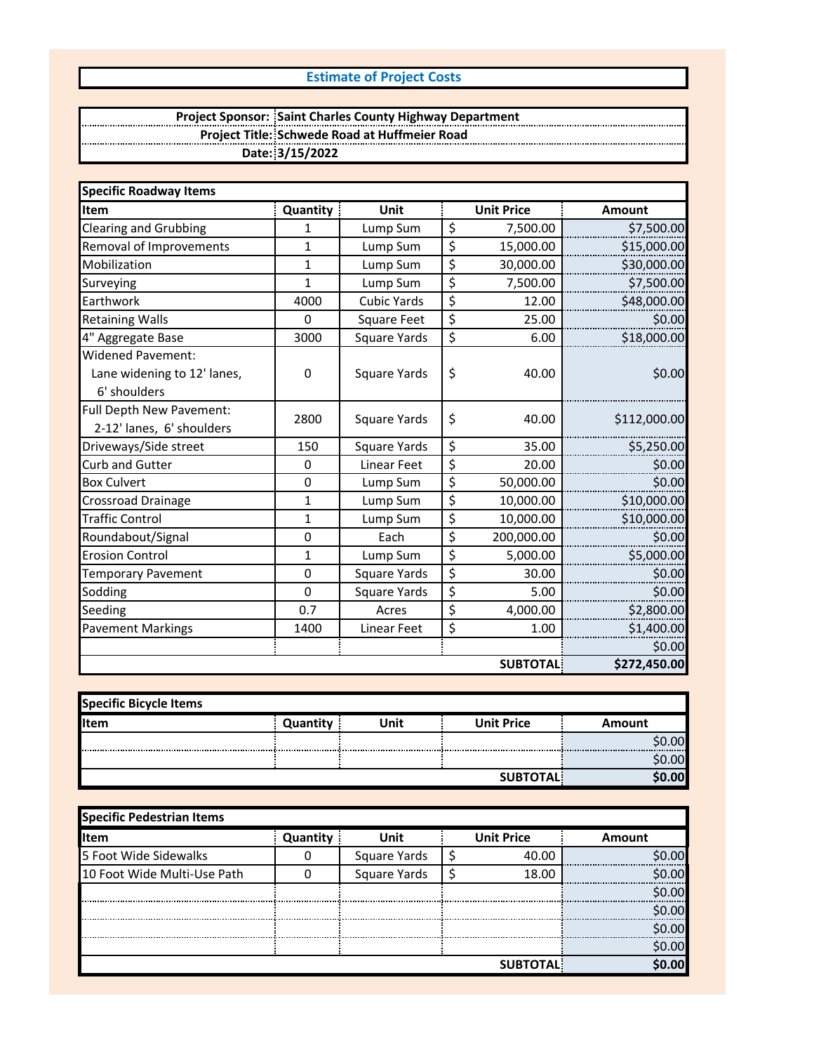# Estimate of Project Costs

| | |
|---|---|
| **Project Sponsor:** | **Saint Charles County Highway Department** |
| **Project Title:** | **Schwede Road at Huffmeier Road** |
| **Date:** | **3/15/2022** |

**Specific Roadway Items**

| Item | Quantity | Unit | Unit Price | Amount |
|---|---|---|---|---|
| Clearing and Grubbing | 1 | Lump Sum | $ 7,500.00 | $7,500.00 |
| Removal of Improvements | 1 | Lump Sum | $ 15,000.00 | $15,000.00 |
| Mobilization | 1 | Lump Sum | $ 30,000.00 | $30,000.00 |
| Surveying | 1 | Lump Sum | $ 7,500.00 | $7,500.00 |
| Earthwork | 4000 | Cubic Yards | $ 12.00 | $48,000.00 |
| Retaining Walls | 0 | Square Feet | $ 25.00 | $0.00 |
| 4" Aggregate Base | 3000 | Square Yards | $ 6.00 | $18,000.00 |
| Widened Pavement: Lane widening to 12' lanes, 6' shoulders | 0 | Square Yards | $ 40.00 | $0.00 |
| Full Depth New Pavement: 2-12' lanes, 6' shoulders | 2800 | Square Yards | $ 40.00 | $112,000.00 |
| Driveways/Side street | 150 | Square Yards | $ 35.00 | $5,250.00 |
| Curb and Gutter | 0 | Linear Feet | $ 20.00 | $0.00 |
| Box Culvert | 0 | Lump Sum | $ 50,000.00 | $0.00 |
| Crossroad Drainage | 1 | Lump Sum | $ 10,000.00 | $10,000.00 |
| Traffic Control | 1 | Lump Sum | $ 10,000.00 | $10,000.00 |
| Roundabout/Signal | 0 | Each | $ 200,000.00 | $0.00 |
| Erosion Control | 1 | Lump Sum | $ 5,000.00 | $5,000.00 |
| Temporary Pavement | 0 | Square Yards | $ 30.00 | $0.00 |
| Sodding | 0 | Square Yards | $ 5.00 | $0.00 |
| Seeding | 0.7 | Acres | $ 4,000.00 | $2,800.00 |
| Pavement Markings | 1400 | Linear Feet | $ 1.00 | $1,400.00 |
| | | | | $0.00 |
| | | | **SUBTOTAL** | **$272,450.00** |

**Specific Bicycle Items**

| Item | Quantity | Unit | Unit Price | Amount |
|---|---|---|---|---|
| | | | | $0.00 |
| | | | | $0.00 |
| | | | **SUBTOTAL** | **$0.00** |

**Specific Pedestrian Items**

| Item | Quantity | Unit | Unit Price | Amount |
|---|---|---|---|---|
| 5 Foot Wide Sidewalks | 0 | Square Yards | $ 40.00 | $0.00 |
| 10 Foot Wide Multi-Use Path | 0 | Square Yards | $ 18.00 | $0.00 |
| | | | | $0.00 |
| | | | | $0.00 |
| | | | | $0.00 |
| | | | | $0.00 |
| | | | **SUBTOTAL** | **$0.00** |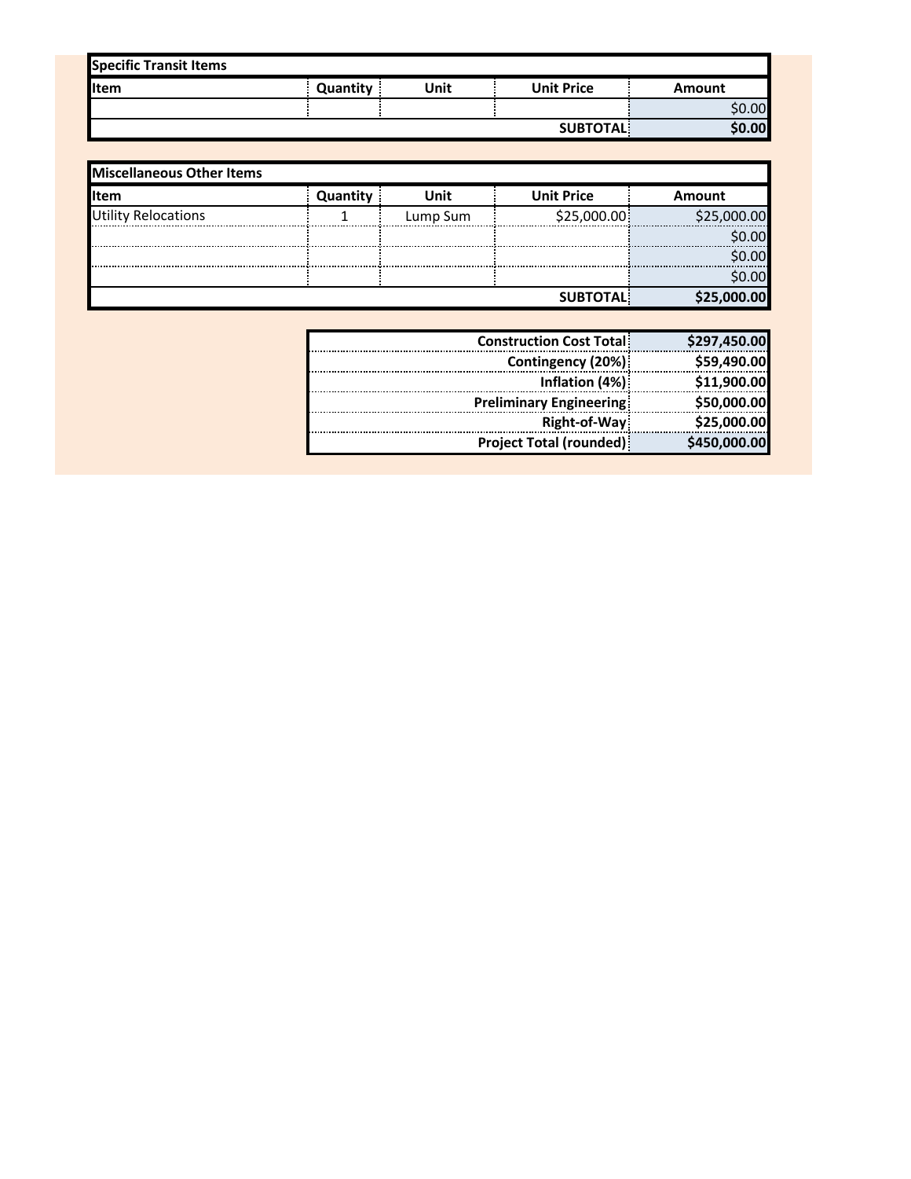| Specific Transit Items | | | | |
|---|---|---|---|---|
| Item | Quantity | Unit | Unit Price | Amount |
| | | | | $0.00 |
| | | | **SUBTOTAL** | **$0.00** |

| Miscellaneous Other Items | | | | |
|---|---|---|---|---|
| Item | Quantity | Unit | Unit Price | Amount |
| Utility Relocations | 1 | Lump Sum | $25,000.00 | $25,000.00 |
| | | | | $0.00 |
| | | | | $0.00 |
| | | | | $0.00 |
| | | | **SUBTOTAL** | **$25,000.00** |

| | |
|---|---|
| **Construction Cost Total** | **$297,450.00** |
| **Contingency (20%)** | **$59,490.00** |
| **Inflation (4%)** | **$11,900.00** |
| **Preliminary Engineering** | **$50,000.00** |
| **Right-of-Way** | **$25,000.00** |
| **Project Total (rounded)** | **$450,000.00** |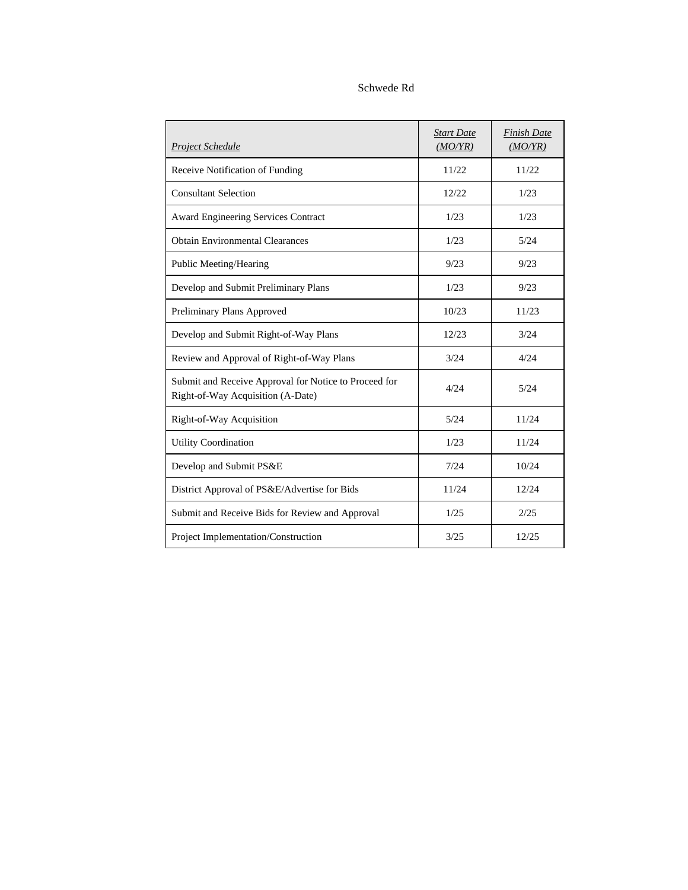Schwede Rd

| *Project Schedule* | *Start Date (MO/YR)* | *Finish Date (MO/YR)* |
|---|---|---|
| Receive Notification of Funding | 11/22 | 11/22 |
| Consultant Selection | 12/22 | 1/23 |
| Award Engineering Services Contract | 1/23 | 1/23 |
| Obtain Environmental Clearances | 1/23 | 5/24 |
| Public Meeting/Hearing | 9/23 | 9/23 |
| Develop and Submit Preliminary Plans | 1/23 | 9/23 |
| Preliminary Plans Approved | 10/23 | 11/23 |
| Develop and Submit Right-of-Way Plans | 12/23 | 3/24 |
| Review and Approval of Right-of-Way Plans | 3/24 | 4/24 |
| Submit and Receive Approval for Notice to Proceed for Right-of-Way Acquisition (A-Date) | 4/24 | 5/24 |
| Right-of-Way Acquisition | 5/24 | 11/24 |
| Utility Coordination | 1/23 | 11/24 |
| Develop and Submit PS&E | 7/24 | 10/24 |
| District Approval of PS&E/Advertise for Bids | 11/24 | 12/24 |
| Submit and Receive Bids for Review and Approval | 1/25 | 2/25 |
| Project Implementation/Construction | 3/25 | 12/25 |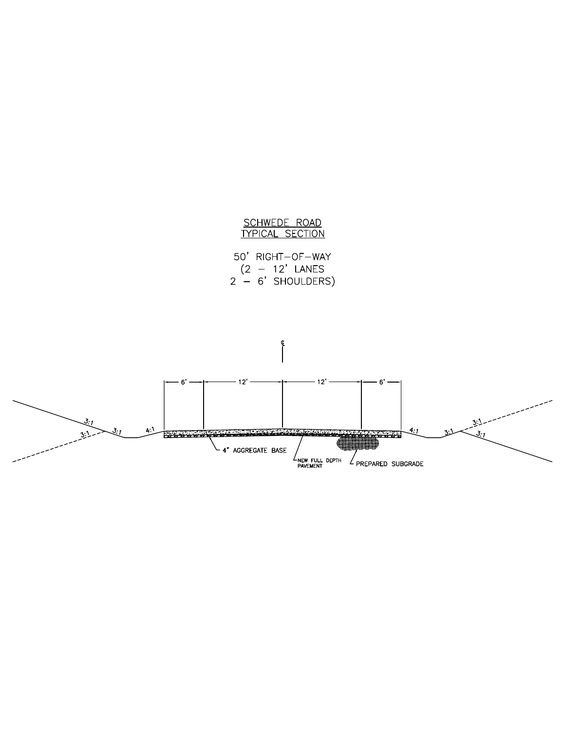# SCHWEDE ROAD TYPICAL SECTION

50' RIGHT–OF–WAY
(2 – 12' LANES
2 – 6' SHOULDERS)

℄

6' | 12' | 12' | 6'

3:1 | 3:1 | 3:1 | 4:1 | 4:1 | 3:1 | 3:1 | 3:1

4" AGGREGATE BASE

NEW FULL DEPTH PAVEMENT

PREPARED SUBGRADE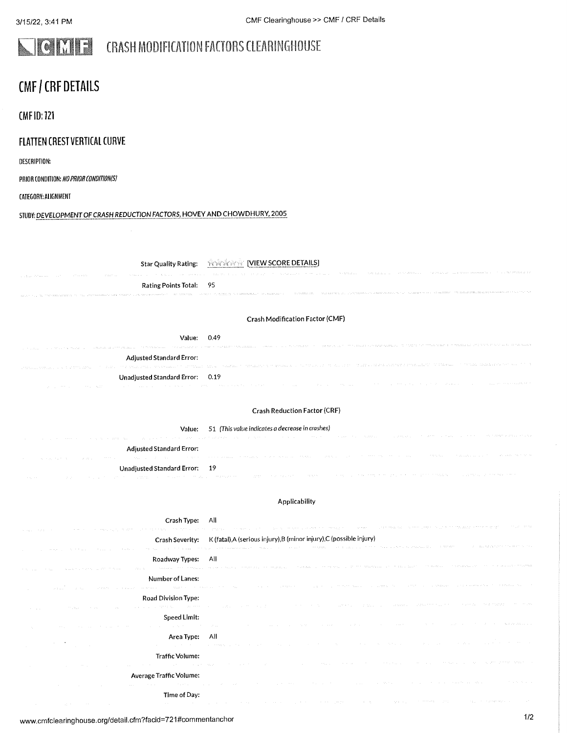# CRASH MODIFICATION FACTORS CLEARINGHOUSE

## CMF / CRF DETAILS

### CMF ID: 721

### FLATTEN CREST VERTICAL CURVE

DESCRIPTION:

PRIOR CONDITION: *NO PRIOR CONDITION(S)*

CATEGORY: ALIGNMENT

STUDY: DEVELOPMENT OF CRASH REDUCTION FACTORS, HOVEY AND CHOWDHURY, 2005

| | |
|---|---|
| Star Quality Rating: | [VIEW SCORE DETAILS] |
| Rating Points Total: | 95 |

**Crash Modification Factor (CMF)**

| | |
|---|---|
| Value: | 0.49 |
| Adjusted Standard Error: | |
| Unadjusted Standard Error: | 0.19 |

**Crash Reduction Factor (CRF)**

| | |
|---|---|
| Value: | 51 *(This value indicates a decrease in crashes)* |
| Adjusted Standard Error: | |
| Unadjusted Standard Error: | 19 |

**Applicability**

| | |
|---|---|
| Crash Type: | All |
| Crash Severity: | K (fatal),A (serious injury),B (minor injury),C (possible injury) |
| Roadway Types: | All |
| Number of Lanes: | |
| Road Division Type: | |
| Speed Limit: | |
| Area Type: | All |
| Traffic Volume: | |
| Average Traffic Volume: | |
| Time of Day: | |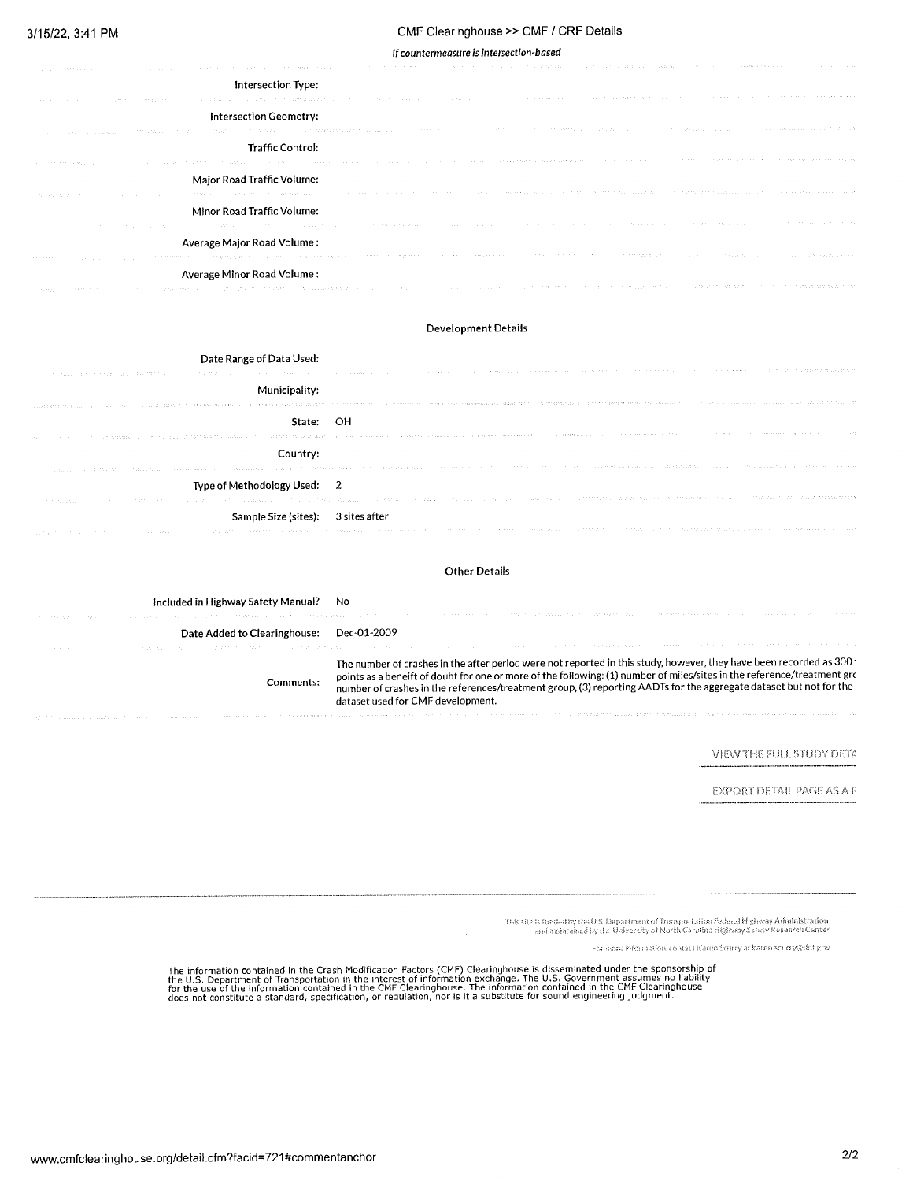*If countermeasure is intersection-based*

| | |
|---|---|
| Intersection Type: | |
| Intersection Geometry: | |
| Traffic Control: | |
| Major Road Traffic Volume: | |
| Minor Road Traffic Volume: | |
| Average Major Road Volume : | |
| Average Minor Road Volume : | |

### Development Details

| | |
|---|---|
| Date Range of Data Used: | |
| Municipality: | |
| State: | OH |
| Country: | |
| Type of Methodology Used: | 2 |
| Sample Size (sites): | 3 sites after |

### Other Details

| | |
|---|---|
| Included in Highway Safety Manual? | No |
| Date Added to Clearinghouse: | Dec-01-2009 |
| Comments: | The number of crashes in the after period were not reported in this study, however, they have been recorded as 300 points as a beneift of doubt for one or more of the following: (1) number of miles/sites in the reference/treatment gro number of crashes in the references/treatment group, (3) reporting AADTs for the aggregate dataset but not for the dataset used for CMF development. |

VIEW THE FULL STUDY DETA

EXPORT DETAIL PAGE AS A F

This site is funded by the U.S. Department of Transportation Federal Highway Administration and maintained by the University of North Carolina Highway Safety Research Center

For more information, contact Karen Scurry at karen.scurry@dot.gov

The information contained in the Crash Modification Factors (CMF) Clearinghouse is disseminated under the sponsorship of the U.S. Department of Transportation in the interest of information exchange. The U.S. Government assumes no liability for the use of the information contained in the CMF Clearinghouse. The information contained in the CMF Clearinghouse does not constitute a standard, specification, or regulation, nor is it a substitute for sound engineering judgment.